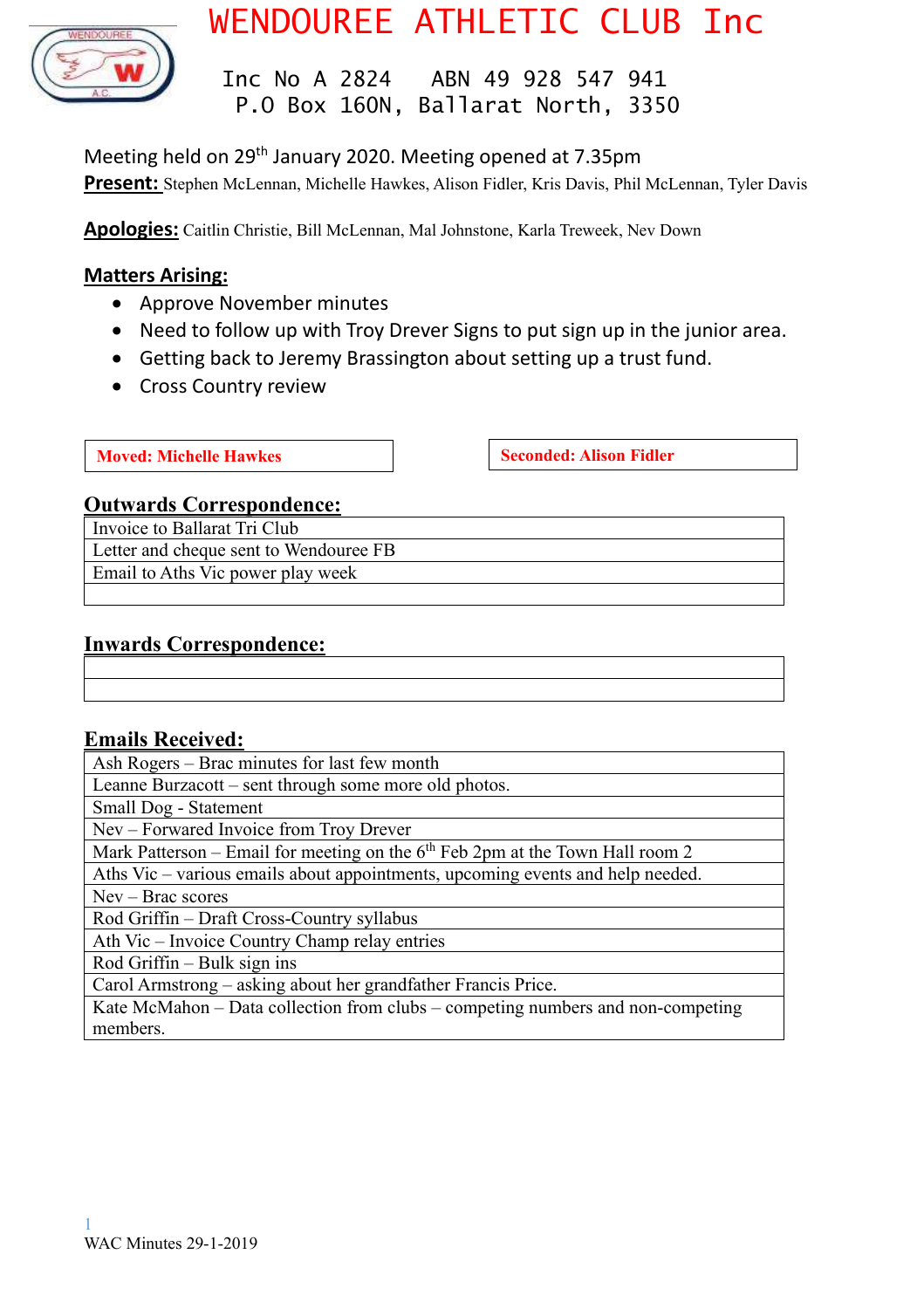# WENDOUREE ATHLETIC CLUB Inc

Inc No A 2824    ABN 49 928 547 941
P.O Box 160N, Ballarat North, 3350

Meeting held on 29th January 2020. Meeting opened at 7.35pm

**Present:** Stephen McLennan, Michelle Hawkes, Alison Fidler, Kris Davis, Phil McLennan, Tyler Davis

**Apologies:** Caitlin Christie, Bill McLennan, Mal Johnstone, Karla Treweek, Nev Down

## Matters Arising:

- Approve November minutes
- Need to follow up with Troy Drever Signs to put sign up in the junior area.
- Getting back to Jeremy Brassington about setting up a trust fund.
- Cross Country review

| **Moved: Michelle Hawkes** | **Seconded: Alison Fidler** |
|---|---|

## Outwards Correspondence:

| |
|---|
| Invoice to Ballarat Tri Club |
| Letter and cheque sent to Wendouree FB |
| Email to Aths Vic power play week |
| |

## Inwards Correspondence:

| |
|---|
| |
| |

## Emails Received:

| |
|---|
| Ash Rogers – Brac minutes for last few month |
| Leanne Burzacott – sent through some more old photos. |
| Small Dog - Statement |
| Nev – Forwarded Invoice from Troy Drever |
| Mark Patterson – Email for meeting on the 6th Feb 2pm at the Town Hall room 2 |
| Aths Vic – various emails about appointments, upcoming events and help needed. |
| Nev – Brac scores |
| Rod Griffin – Draft Cross-Country syllabus |
| Ath Vic – Invoice Country Champ relay entries |
| Rod Griffin – Bulk sign ins |
| Carol Armstrong – asking about her grandfather Francis Price. |
| Kate McMahon – Data collection from clubs – competing numbers and non-competing members. |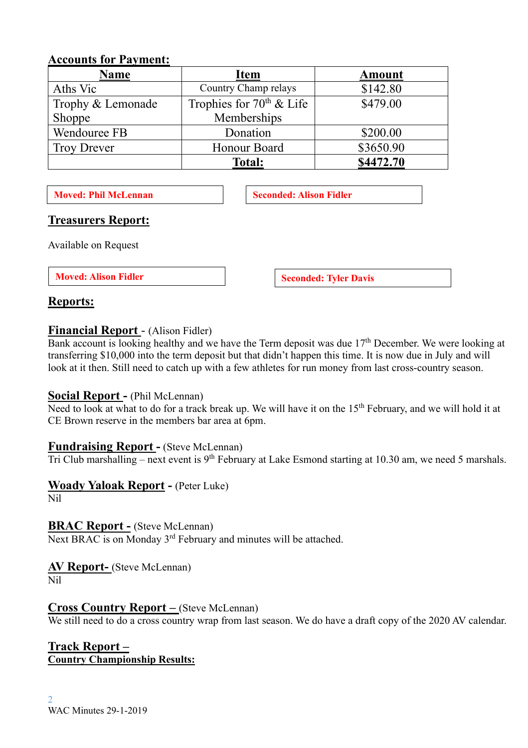## Accounts for Payment:

| Name | Item | Amount |
|---|---|---|
| Aths Vic | Country Champ relays | $142.80 |
| Trophy & Lemonade Shoppe | Trophies for 70th & Life Memberships | $479.00 |
| Wendouree FB | Donation | $200.00 |
| Troy Drever | Honour Board | $3650.90 |
| | **Total:** | **$4472.70** |

**Moved: Phil McLennan**

**Seconded: Alison Fidler**

## Treasurers Report:

Available on Request

**Moved: Alison Fidler**

**Seconded: Tyler Davis**

## Reports:

### Financial Report - (Alison Fidler)

Bank account is looking healthy and we have the Term deposit was due 17th December. We were looking at transferring $10,000 into the term deposit but that didn't happen this time. It is now due in July and will look at it then. Still need to catch up with a few athletes for run money from last cross-country season.

### Social Report - (Phil McLennan)

Need to look at what to do for a track break up. We will have it on the 15th February, and we will hold it at CE Brown reserve in the members bar area at 6pm.

### Fundraising Report - (Steve McLennan)

Tri Club marshalling – next event is 9th February at Lake Esmond starting at 10.30 am, we need 5 marshals.

### Woady Yaloak Report - (Peter Luke)

Nil

### BRAC Report - (Steve McLennan)

Next BRAC is on Monday 3rd February and minutes will be attached.

### AV Report- (Steve McLennan)

Nil

### Cross Country Report – (Steve McLennan)

We still need to do a cross country wrap from last season. We do have a draft copy of the 2020 AV calendar.

### Track Report –

**Country Championship Results:**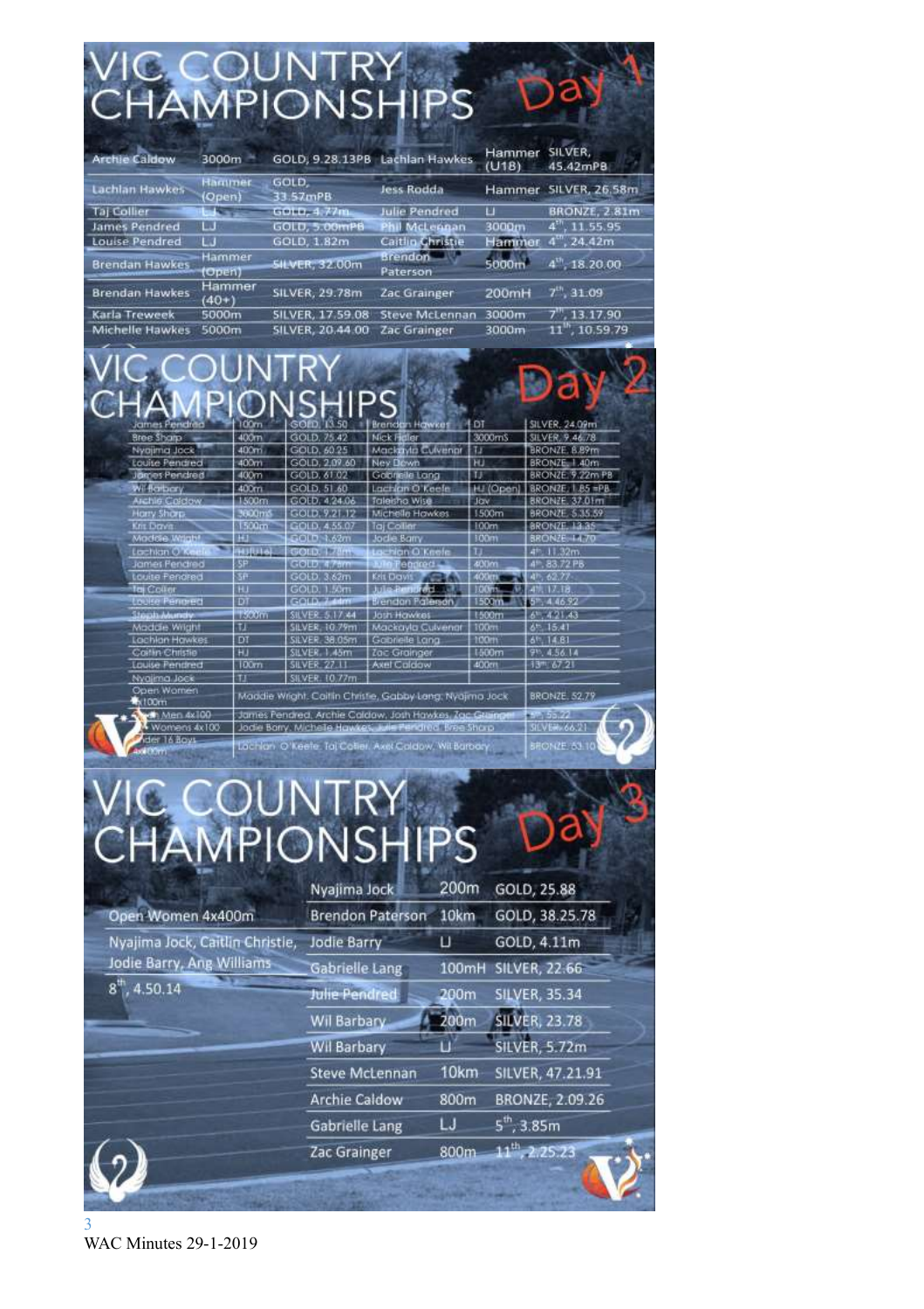# VIC COUNTRY CHAMPIONSHIPS Day 1

| | | | | | |
|---|---|---|---|---|---|
| Archie Caldow | 3000m | GOLD, 9.28.13PB | Lachlan Hawkes | Hammer (U18) | SILVER, 45.42mPB |
| Lachlan Hawkes | Hammer (Open) | GOLD, 33.57mPB | Jess Rodda | Hammer | SILVER, 26.58m |
| Taj Collier | LJ | GOLD, 4.77m | Julie Pendred | LJ | BRONZE, 2.81m |
| James Pendred | LJ | GOLD, 5.00mPB | Phil McLennan | 3000m | 4th, 11.55.95 |
| Louise Pendred | LJ | GOLD, 1.82m | Caitlin Christie | Hammer | 4th, 24.42m |
| Brendan Hawkes | Hammer (Open) | SILVER, 32.00m | Brendon Paterson | 5000m | 4th, 18.20.00 |
| Brendan Hawkes | Hammer (40+) | SILVER, 29.78m | Zac Grainger | 200mH | 7th, 31.09 |
| Karla Treweek | 5000m | SILVER, 17.59.08 | Steve McLennan | 3000m | 7th, 13.17.90 |
| Michelle Hawkes | 5000m | SILVER, 20.44.00 | Zac Grainger | 3000m | 11th, 10.59.79 |

# VIC COUNTRY CHAMPIONSHIPS Day 2

| | | | | | |
|---|---|---|---|---|---|
| James Pendred | 100m | GOLD, 13.50 | Brendon Hawkes | DT | SILVER, 24.09m |
| Bree Sharp | 400m | GOLD, 75.42 | Nick Fidler | 3000mS | SILVER, 9.46.78 |
| Nyajima Jock | 400m | GOLD, 60.25 | Mackayla Culvenor | TJ | BRONZE, 8.89m |
| Louise Pendred | 400m | GOLD, 2.09.60 | Ney Down | HJ | BRONZE, 1.40m |
| James Pendred | 400m | GOLD, 61.02 | Gabrielle Long | TJ | BRONZE, 9.22m PB |
| Wil Barbary | 400m | GOLD, 51.60 | Lachlan O'Keefe | HJ (Open) | BRONZE, 1.85 mPB |
| Archie Caldow | 1500m | GOLD, 4.24.06 | Taleisha Wise | Jav | BRONZE, 37.01m |
| Harry Sharp | 3000mS | GOLD, 9.21.12 | Michelle Hawkes | 1500m | BRONZE, 5.35.59 |
| Kris Davis | 1500m | GOLD, 4.55.07 | Taj Collier | 100m | BRONZE, 13.35 |
| Maddie Wright | HJ | GOLD, 1.62m | Jodie Barry | 100m | BRONZE, 14.70 |
| Lachlan O'Keefe | HJ(U16) | GOLD, 1.78m | Lachlan O'Keefe | TJ | 4th, 11.32m |
| James Pendred | SP | GOLD, 4.76m | Julie Pendred | 400m | 4th, 83.72 PB |
| Louise Pendred | SP | GOLD, 3.62m | Kris Davis | 400m | 4th, 62.77 |
| Taj Collier | HJ | GOLD, 1.50m | Julie Pendred | 100m | 4th, 17.18 |
| Louise Pendred | DT | GOLD, 7.44m | Brendon Paterson | 1500m | 5th, 4.46.92 |
| Steph Mundy | 1500m | SILVER, 5.17.44 | Josh Hawkes | 1500m | 6th, 4.21.43 |
| Maddie Wright | TJ | SILVER, 10.79m | Mackayla Culvenor | 100m | 6th, 15.41 |
| Lachlan Hawkes | DT | SILVER, 38.05m | Gabrielle Long | 100m | 6th, 14.81 |
| Caitlin Christie | HJ | SILVER, 1.45m | Zac Grainger | 1500m | 9th, 4.56.14 |
| Louise Pendred | 100m | SILVER, 27.11 | Axel Caldow | 400m | 13th, 67.21 |
| Nyajima Jock | TJ | SILVER, 10.77m | | | |
| Open Women 4x100m | Maddie Wright, Caitlin Christie, Gabby Long, Nyajima Jock | | | | BRONZE, 52.79 |
| Open Men 4x100 | James Pendred, Archie Caldow, Josh Hawkes, Zac Grainger | | | | 4th, 55.22 |
| Womens 4x100 | Jodie Barry, Michelle Hawkes, Julie Pendred, Bree Sharp | | | | SILVER, 66.21 |
| Under 16 Boys 4x100m | Lachlan O'Keefe, Taj Collier, Axel Caldow, Wil Barbary | | | | BRONZE, 53.10 |

# VIC COUNTRY CHAMPIONSHIPS Day 3

**Open Women 4x400m**

Nyajima Jock, Caitlin Christie, Jodie Barry, Ang Williams

8th, 4.50.14

| | | |
|---|---|---|
| Nyajima Jock | 200m | GOLD, 25.88 |
| Brendon Paterson | 10km | GOLD, 38.25.78 |
| Jodie Barry | LJ | GOLD, 4.11m |
| Gabrielle Lang | 100mH | SILVER, 22.66 |
| Julie Pendred | 200m | SILVER, 35.34 |
| Wil Barbary | 200m | SILVER, 23.78 |
| Wil Barbary | LJ | SILVER, 5.72m |
| Steve McLennan | 10km | SILVER, 47.21.91 |
| Archie Caldow | 800m | BRONZE, 2.09.26 |
| Gabrielle Lang | LJ | 5th, 3.85m |
| Zac Grainger | 800m | 11th, 2.25.23 |

WAC Minutes 29-1-2019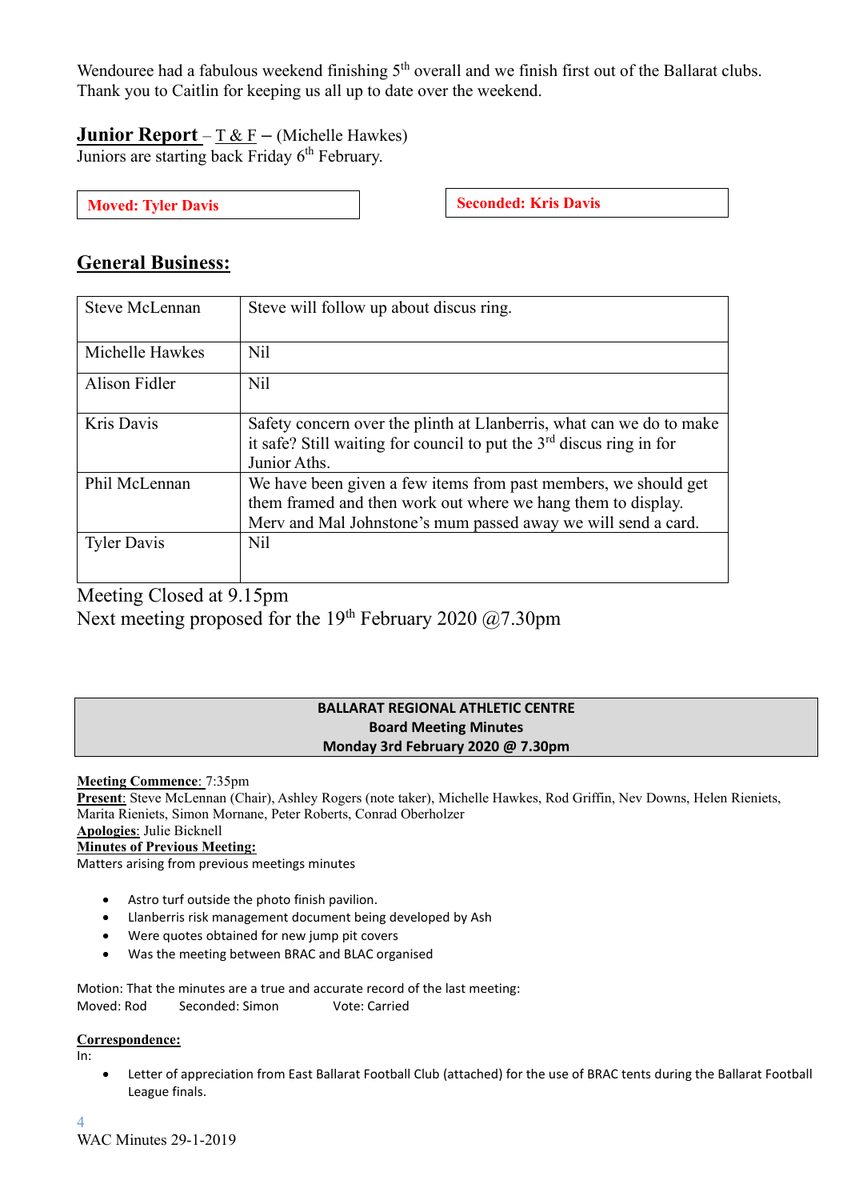Wendouree had a fabulous weekend finishing 5th overall and we finish first out of the Ballarat clubs. Thank you to Caitlin for keeping us all up to date over the weekend.

**Junior Report** – T & F – (Michelle Hawkes)
Juniors are starting back Friday 6th February.

**Moved: Tyler Davis** | **Seconded: Kris Davis**

## General Business:

| | |
|---|---|
| Steve McLennan | Steve will follow up about discus ring. |
| Michelle Hawkes | Nil |
| Alison Fidler | Nil |
| Kris Davis | Safety concern over the plinth at Llanberris, what can we do to make it safe? Still waiting for council to put the 3rd discus ring in for Junior Aths. |
| Phil McLennan | We have been given a few items from past members, we should get them framed and then work out where we hang them to display. Merv and Mal Johnstone's mum passed away we will send a card. |
| Tyler Davis | Nil |

Meeting Closed at 9.15pm
Next meeting proposed for the 19th February 2020 @7.30pm

**BALLARAT REGIONAL ATHLETIC CENTRE**
**Board Meeting Minutes**
**Monday 3rd February 2020 @ 7.30pm**

**Meeting Commence**: 7:35pm
**Present**: Steve McLennan (Chair), Ashley Rogers (note taker), Michelle Hawkes, Rod Griffin, Nev Downs, Helen Rieniets, Marita Rieniets, Simon Mornane, Peter Roberts, Conrad Oberholzer
**Apologies**: Julie Bicknell
**Minutes of Previous Meeting:**
Matters arising from previous meetings minutes

- Astro turf outside the photo finish pavilion.
- Llanberris risk management document being developed by Ash
- Were quotes obtained for new jump pit covers
- Was the meeting between BRAC and BLAC organised

Motion: That the minutes are a true and accurate record of the last meeting:
Moved: Rod Seconded: Simon Vote: Carried

**Correspondence:**
In:

- Letter of appreciation from East Ballarat Football Club (attached) for the use of BRAC tents during the Ballarat Football League finals.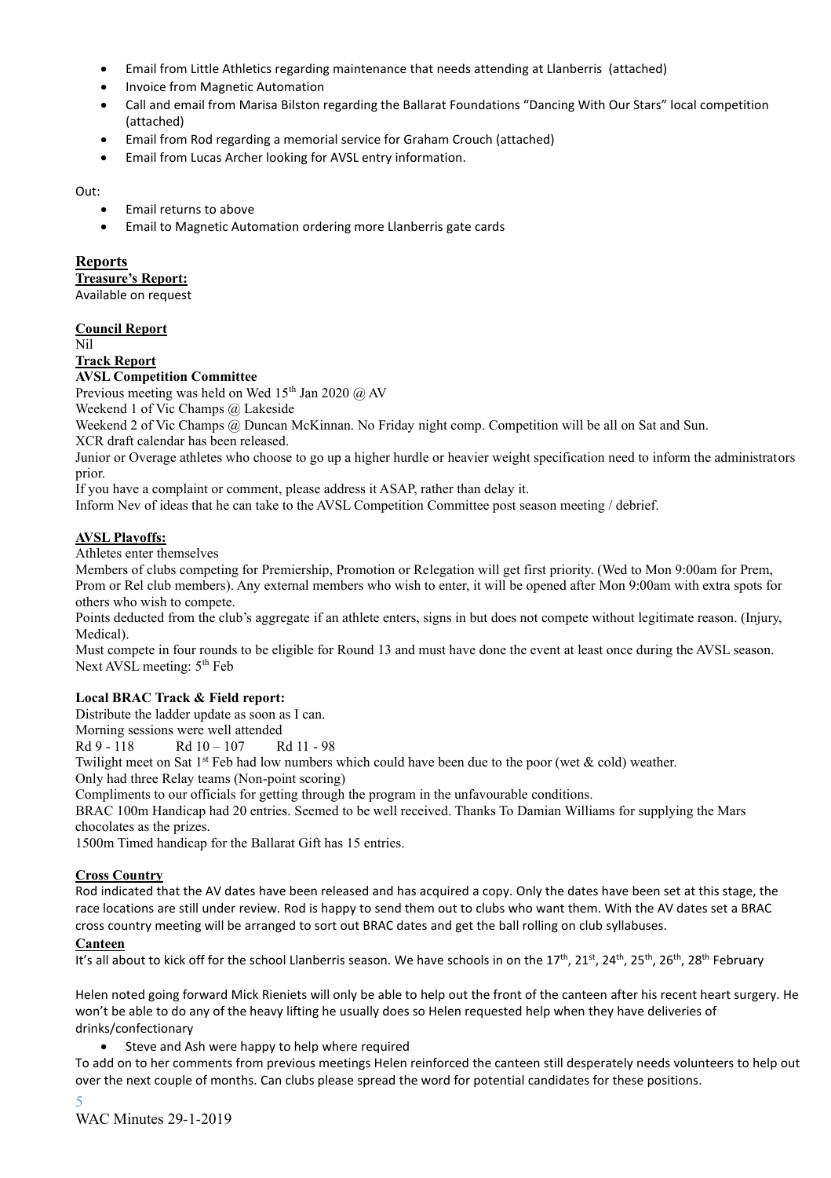- Email from Little Athletics regarding maintenance that needs attending at Llanberris (attached)
- Invoice from Magnetic Automation
- Call and email from Marisa Bilston regarding the Ballarat Foundations "Dancing With Our Stars" local competition (attached)
- Email from Rod regarding a memorial service for Graham Crouch (attached)
- Email from Lucas Archer looking for AVSL entry information.

Out:

- Email returns to above
- Email to Magnetic Automation ordering more Llanberris gate cards

## Reports

**Treasure's Report:**

Available on request

**Council Report**

Nil

**Track Report**

**AVSL Competition Committee**

Previous meeting was held on Wed 15th Jan 2020 @ AV

Weekend 1 of Vic Champs @ Lakeside

Weekend 2 of Vic Champs @ Duncan McKinnan. No Friday night comp. Competition will be all on Sat and Sun.

XCR draft calendar has been released.

Junior or Overage athletes who choose to go up a higher hurdle or heavier weight specification need to inform the administrators prior.

If you have a complaint or comment, please address it ASAP, rather than delay it.

Inform Nev of ideas that he can take to the AVSL Competition Committee post season meeting / debrief.

**AVSL Playoffs:**

Athletes enter themselves

Members of clubs competing for Premiership, Promotion or Relegation will get first priority. (Wed to Mon 9:00am for Prem, Prom or Rel club members). Any external members who wish to enter, it will be opened after Mon 9:00am with extra spots for others who wish to compete.

Points deducted from the club's aggregate if an athlete enters, signs in but does not compete without legitimate reason. (Injury, Medical).

Must compete in four rounds to be eligible for Round 13 and must have done the event at least once during the AVSL season.

Next AVSL meeting: 5th Feb

**Local BRAC Track & Field report:**

Distribute the ladder update as soon as I can.

Morning sessions were well attended

Rd 9 - 118 Rd 10 – 107 Rd 11 - 98

Twilight meet on Sat 1st Feb had low numbers which could have been due to the poor (wet & cold) weather.

Only had three Relay teams (Non-point scoring)

Compliments to our officials for getting through the program in the unfavourable conditions.

BRAC 100m Handicap had 20 entries. Seemed to be well received. Thanks To Damian Williams for supplying the Mars chocolates as the prizes.

1500m Timed handicap for the Ballarat Gift has 15 entries.

**Cross Country**

Rod indicated that the AV dates have been released and has acquired a copy. Only the dates have been set at this stage, the race locations are still under review. Rod is happy to send them out to clubs who want them. With the AV dates set a BRAC cross country meeting will be arranged to sort out BRAC dates and get the ball rolling on club syllabuses.

**Canteen**

It's all about to kick off for the school Llanberris season. We have schools in on the 17th, 21st, 24th, 25th, 26th, 28th February

Helen noted going forward Mick Rieniets will only be able to help out the front of the canteen after his recent heart surgery. He won't be able to do any of the heavy lifting he usually does so Helen requested help when they have deliveries of drinks/confectionary

- Steve and Ash were happy to help where required

To add on to her comments from previous meetings Helen reinforced the canteen still desperately needs volunteers to help out over the next couple of months. Can clubs please spread the word for potential candidates for these positions.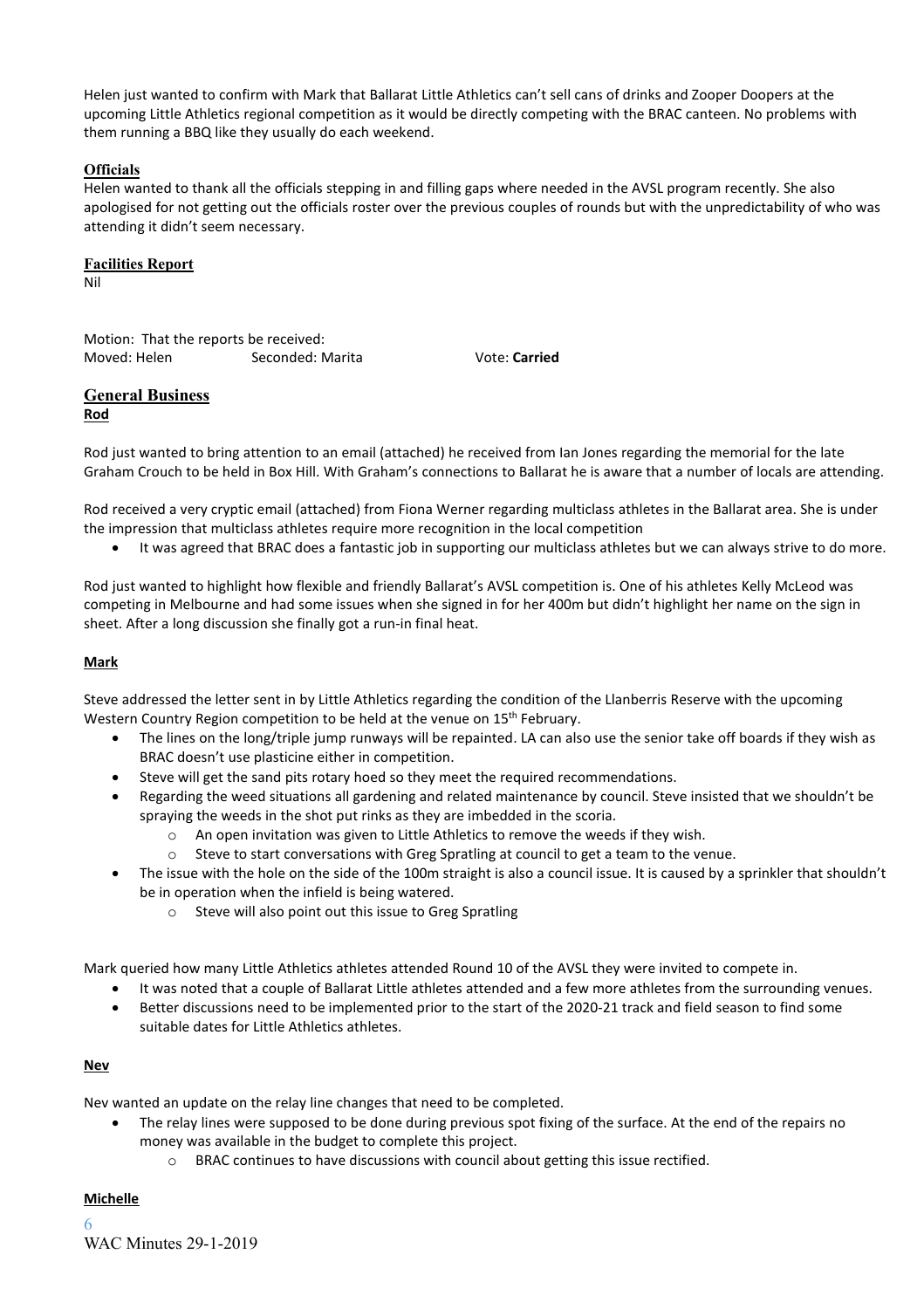Helen just wanted to confirm with Mark that Ballarat Little Athletics can't sell cans of drinks and Zooper Doopers at the upcoming Little Athletics regional competition as it would be directly competing with the BRAC canteen. No problems with them running a BBQ like they usually do each weekend.

**Officials**

Helen wanted to thank all the officials stepping in and filling gaps where needed in the AVSL program recently. She also apologised for not getting out the officials roster over the previous couples of rounds but with the unpredictability of who was attending it didn't seem necessary.

**Facilities Report**

Nil

Motion: That the reports be received:
Moved: Helen Seconded: Marita Vote: **Carried**

## General Business

**Rod**

Rod just wanted to bring attention to an email (attached) he received from Ian Jones regarding the memorial for the late Graham Crouch to be held in Box Hill. With Graham's connections to Ballarat he is aware that a number of locals are attending.

Rod received a very cryptic email (attached) from Fiona Werner regarding multiclass athletes in the Ballarat area. She is under the impression that multiclass athletes require more recognition in the local competition

- It was agreed that BRAC does a fantastic job in supporting our multiclass athletes but we can always strive to do more.

Rod just wanted to highlight how flexible and friendly Ballarat's AVSL competition is. One of his athletes Kelly McLeod was competing in Melbourne and had some issues when she signed in for her 400m but didn't highlight her name on the sign in sheet. After a long discussion she finally got a run-in final heat.

**Mark**

Steve addressed the letter sent in by Little Athletics regarding the condition of the Llanberris Reserve with the upcoming Western Country Region competition to be held at the venue on 15th February.

- The lines on the long/triple jump runways will be repainted. LA can also use the senior take off boards if they wish as BRAC doesn't use plasticine either in competition.
- Steve will get the sand pits rotary hoed so they meet the required recommendations.
- Regarding the weed situations all gardening and related maintenance by council. Steve insisted that we shouldn't be spraying the weeds in the shot put rinks as they are imbedded in the scoria.
    - An open invitation was given to Little Athletics to remove the weeds if they wish.
    - Steve to start conversations with Greg Spratling at council to get a team to the venue.
- The issue with the hole on the side of the 100m straight is also a council issue. It is caused by a sprinkler that shouldn't be in operation when the infield is being watered.
    - Steve will also point out this issue to Greg Spratling

Mark queried how many Little Athletics athletes attended Round 10 of the AVSL they were invited to compete in.

- It was noted that a couple of Ballarat Little athletes attended and a few more athletes from the surrounding venues.
- Better discussions need to be implemented prior to the start of the 2020-21 track and field season to find some suitable dates for Little Athletics athletes.

**Nev**

Nev wanted an update on the relay line changes that need to be completed.

- The relay lines were supposed to be done during previous spot fixing of the surface. At the end of the repairs no money was available in the budget to complete this project.
    - BRAC continues to have discussions with council about getting this issue rectified.

**Michelle**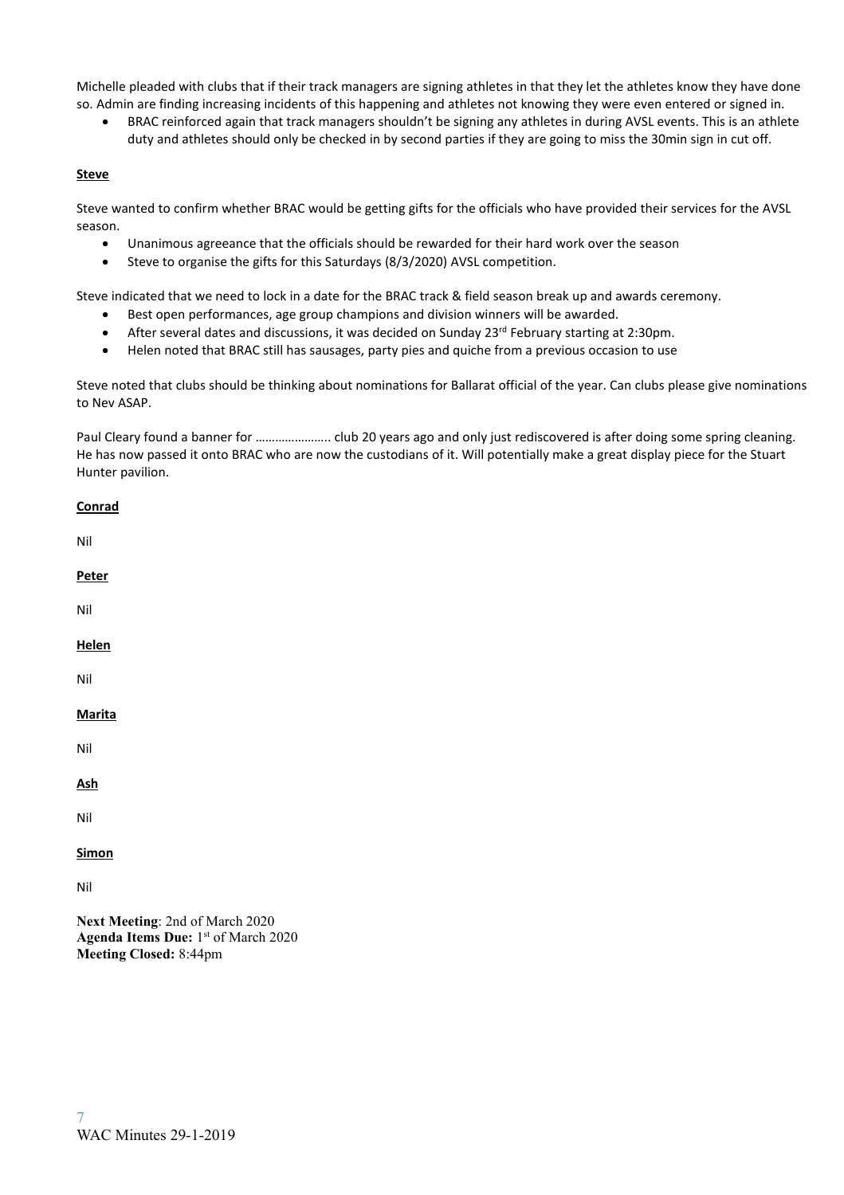Michelle pleaded with clubs that if their track managers are signing athletes in that they let the athletes know they have done so. Admin are finding increasing incidents of this happening and athletes not knowing they were even entered or signed in.

- BRAC reinforced again that track managers shouldn't be signing any athletes in during AVSL events. This is an athlete duty and athletes should only be checked in by second parties if they are going to miss the 30min sign in cut off.

**Steve**

Steve wanted to confirm whether BRAC would be getting gifts for the officials who have provided their services for the AVSL season.

- Unanimous agreeance that the officials should be rewarded for their hard work over the season
- Steve to organise the gifts for this Saturdays (8/3/2020) AVSL competition.

Steve indicated that we need to lock in a date for the BRAC track & field season break up and awards ceremony.

- Best open performances, age group champions and division winners will be awarded.
- After several dates and discussions, it was decided on Sunday 23rd February starting at 2:30pm.
- Helen noted that BRAC still has sausages, party pies and quiche from a previous occasion to use

Steve noted that clubs should be thinking about nominations for Ballarat official of the year. Can clubs please give nominations to Nev ASAP.

Paul Cleary found a banner for ………………….. club 20 years ago and only just rediscovered is after doing some spring cleaning. He has now passed it onto BRAC who are now the custodians of it. Will potentially make a great display piece for the Stuart Hunter pavilion.

**Conrad**

Nil

**Peter**

Nil

**Helen**

Nil

**Marita**

Nil

**Ash**

Nil

**Simon**

Nil

**Next Meeting**: 2nd of March 2020
**Agenda Items Due:** 1st of March 2020
**Meeting Closed:** 8:44pm